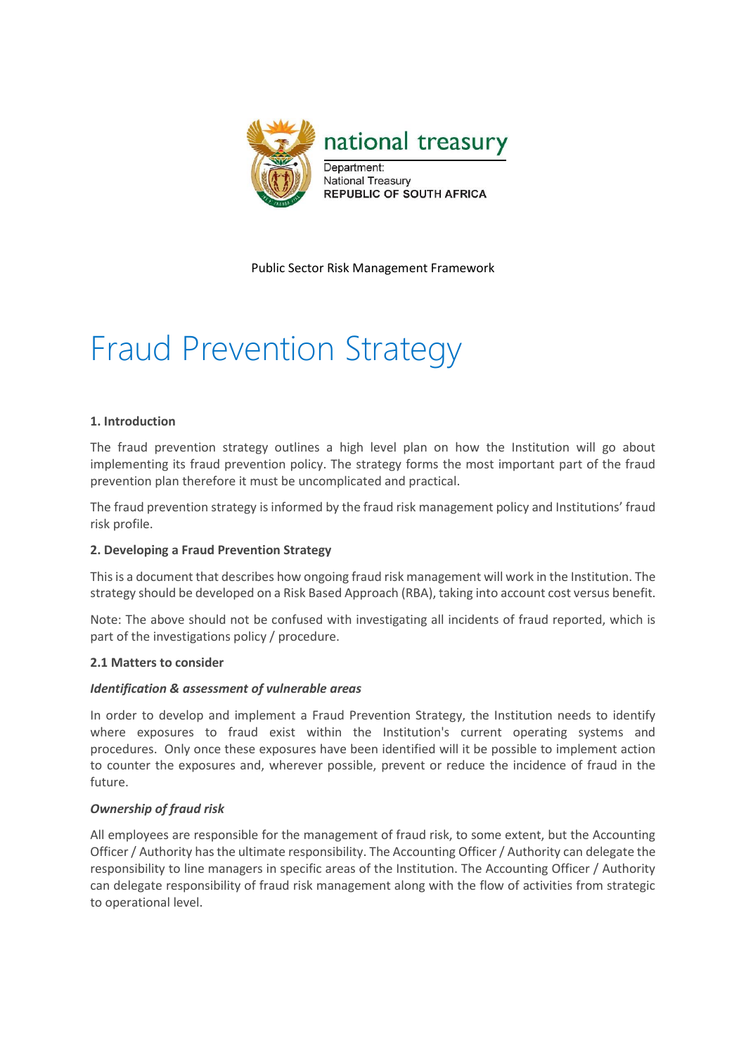national treasury

Department:
National Treasury
REPUBLIC OF SOUTH AFRICA

Public Sector Risk Management Framework

# Fraud Prevention Strategy

**1. Introduction**

The fraud prevention strategy outlines a high level plan on how the Institution will go about implementing its fraud prevention policy. The strategy forms the most important part of the fraud prevention plan therefore it must be uncomplicated and practical.

The fraud prevention strategy is informed by the fraud risk management policy and Institutions' fraud risk profile.

**2. Developing a Fraud Prevention Strategy**

This is a document that describes how ongoing fraud risk management will work in the Institution. The strategy should be developed on a Risk Based Approach (RBA), taking into account cost versus benefit.

Note: The above should not be confused with investigating all incidents of fraud reported, which is part of the investigations policy / procedure.

**2.1 Matters to consider**

***Identification & assessment of vulnerable areas***

In order to develop and implement a Fraud Prevention Strategy, the Institution needs to identify where exposures to fraud exist within the Institution's current operating systems and procedures. Only once these exposures have been identified will it be possible to implement action to counter the exposures and, wherever possible, prevent or reduce the incidence of fraud in the future.

***Ownership of fraud risk***

All employees are responsible for the management of fraud risk, to some extent, but the Accounting Officer / Authority has the ultimate responsibility. The Accounting Officer / Authority can delegate the responsibility to line managers in specific areas of the Institution. The Accounting Officer / Authority can delegate responsibility of fraud risk management along with the flow of activities from strategic to operational level.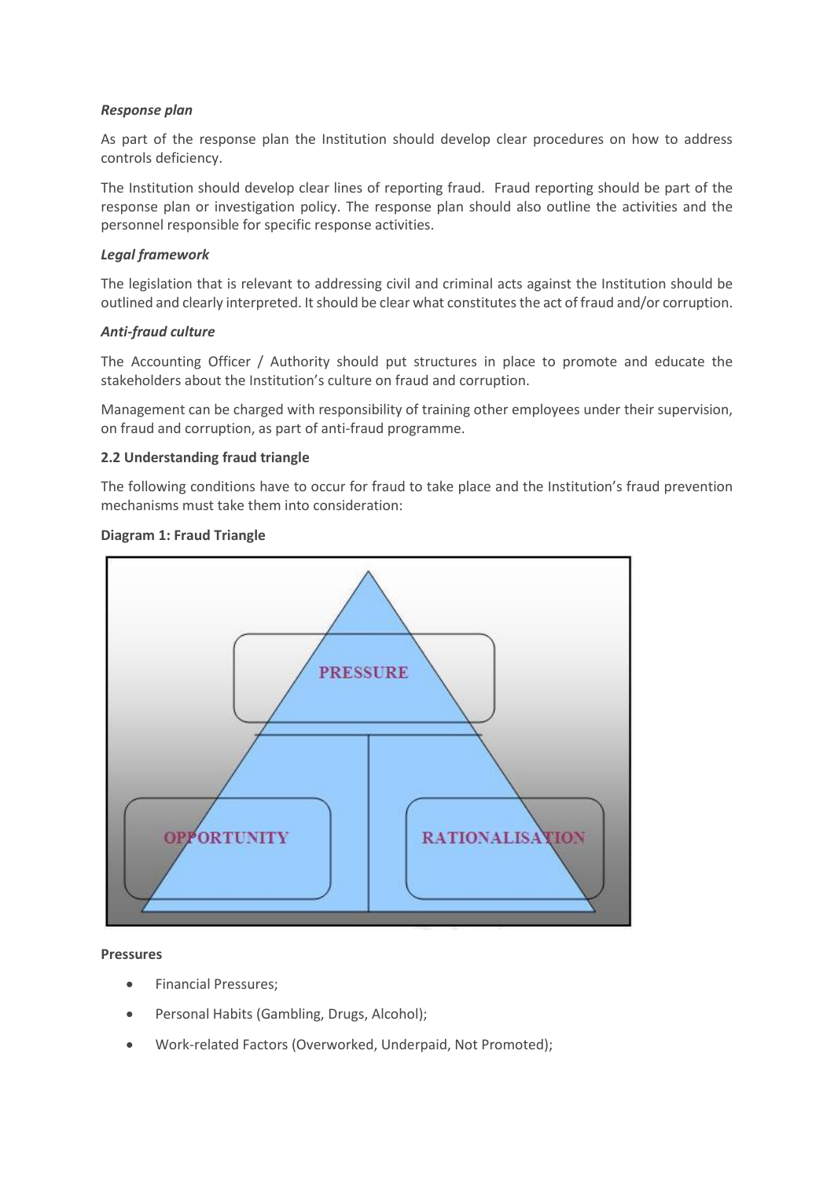***Response plan***

As part of the response plan the Institution should develop clear procedures on how to address controls deficiency.

The Institution should develop clear lines of reporting fraud. Fraud reporting should be part of the response plan or investigation policy. The response plan should also outline the activities and the personnel responsible for specific response activities.

***Legal framework***

The legislation that is relevant to addressing civil and criminal acts against the Institution should be outlined and clearly interpreted. It should be clear what constitutes the act of fraud and/or corruption.

***Anti-fraud culture***

The Accounting Officer / Authority should put structures in place to promote and educate the stakeholders about the Institution's culture on fraud and corruption.

Management can be charged with responsibility of training other employees under their supervision, on fraud and corruption, as part of anti-fraud programme.

**2.2 Understanding fraud triangle**

The following conditions have to occur for fraud to take place and the Institution's fraud prevention mechanisms must take them into consideration:

**Diagram 1: Fraud Triangle**

PRESSURE

OPPORTUNITY

RATIONALISATION

**Pressures**

- Financial Pressures;
- Personal Habits (Gambling, Drugs, Alcohol);
- Work-related Factors (Overworked, Underpaid, Not Promoted);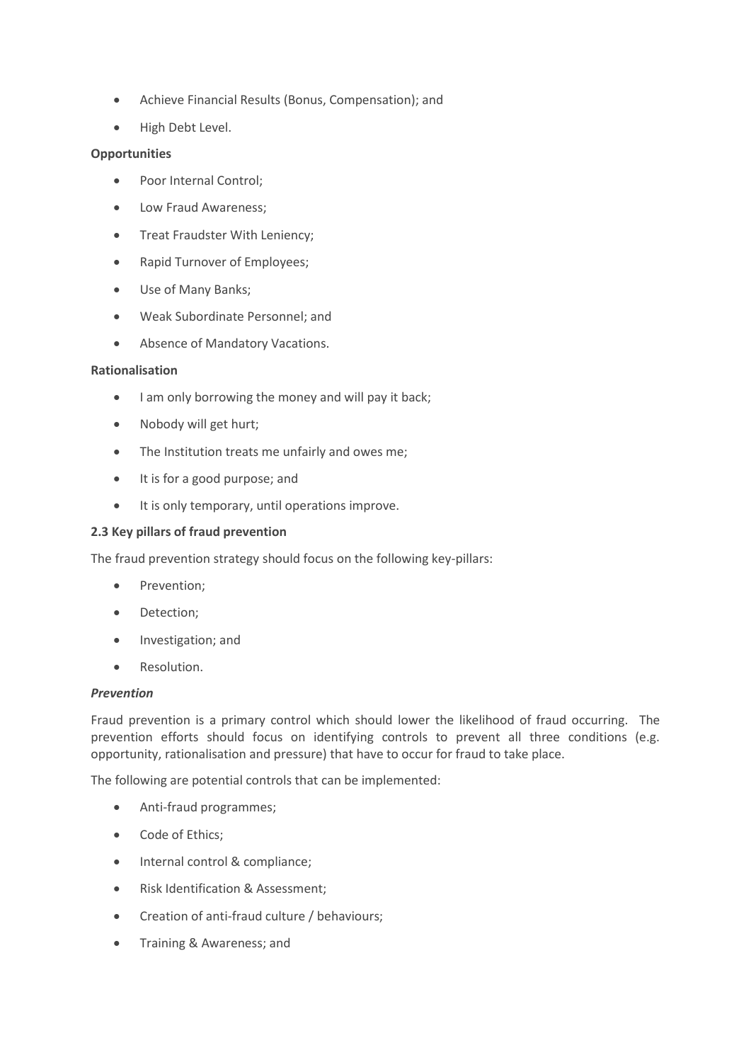- Achieve Financial Results (Bonus, Compensation); and
- High Debt Level.

**Opportunities**

- Poor Internal Control;
- Low Fraud Awareness;
- Treat Fraudster With Leniency;
- Rapid Turnover of Employees;
- Use of Many Banks;
- Weak Subordinate Personnel; and
- Absence of Mandatory Vacations.

**Rationalisation**

- I am only borrowing the money and will pay it back;
- Nobody will get hurt;
- The Institution treats me unfairly and owes me;
- It is for a good purpose; and
- It is only temporary, until operations improve.

### 2.3 Key pillars of fraud prevention

The fraud prevention strategy should focus on the following key-pillars:

- Prevention;
- Detection;
- Investigation; and
- Resolution.

***Prevention***

Fraud prevention is a primary control which should lower the likelihood of fraud occurring. The prevention efforts should focus on identifying controls to prevent all three conditions (e.g. opportunity, rationalisation and pressure) that have to occur for fraud to take place.

The following are potential controls that can be implemented:

- Anti-fraud programmes;
- Code of Ethics;
- Internal control & compliance;
- Risk Identification & Assessment;
- Creation of anti-fraud culture / behaviours;
- Training & Awareness; and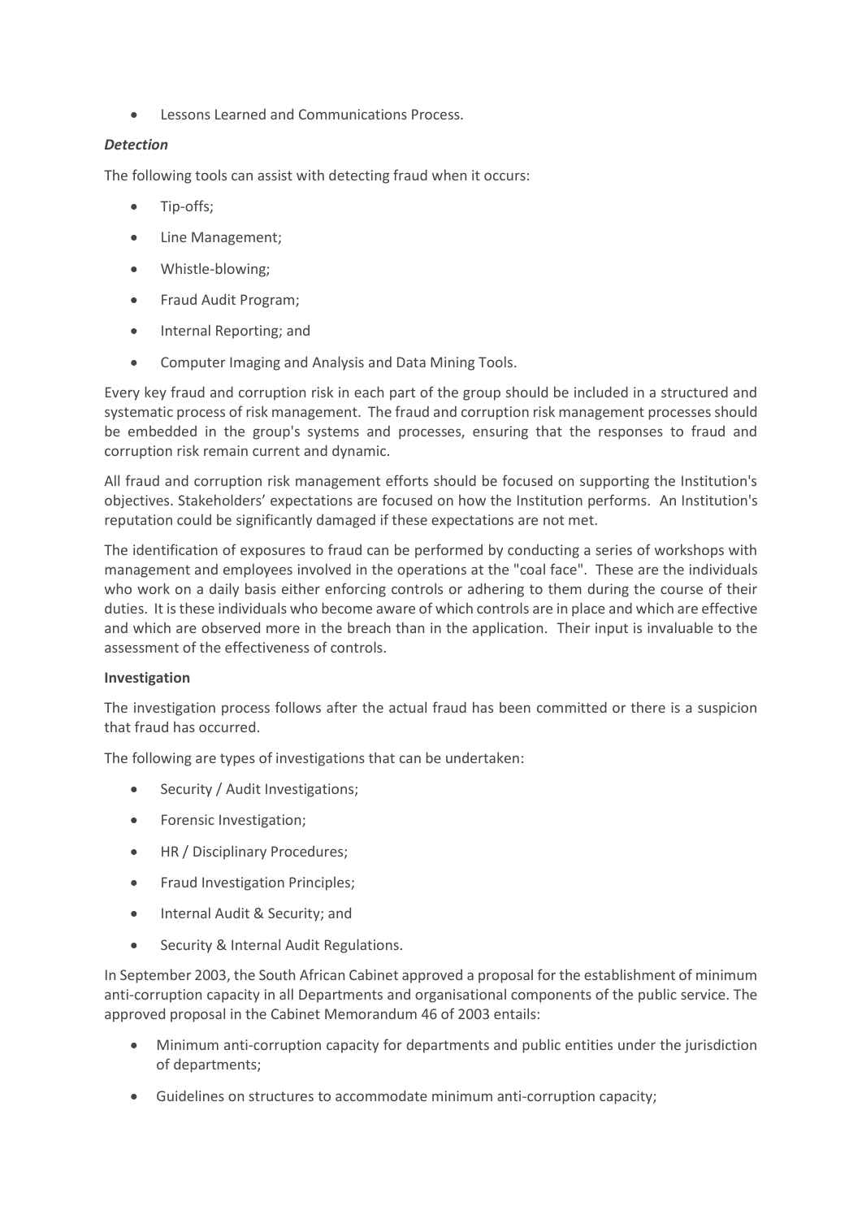- Lessons Learned and Communications Process.

***Detection***

The following tools can assist with detecting fraud when it occurs:

- Tip-offs;
- Line Management;
- Whistle-blowing;
- Fraud Audit Program;
- Internal Reporting; and
- Computer Imaging and Analysis and Data Mining Tools.

Every key fraud and corruption risk in each part of the group should be included in a structured and systematic process of risk management. The fraud and corruption risk management processes should be embedded in the group's systems and processes, ensuring that the responses to fraud and corruption risk remain current and dynamic.

All fraud and corruption risk management efforts should be focused on supporting the Institution's objectives. Stakeholders' expectations are focused on how the Institution performs. An Institution's reputation could be significantly damaged if these expectations are not met.

The identification of exposures to fraud can be performed by conducting a series of workshops with management and employees involved in the operations at the "coal face". These are the individuals who work on a daily basis either enforcing controls or adhering to them during the course of their duties. It is these individuals who become aware of which controls are in place and which are effective and which are observed more in the breach than in the application. Their input is invaluable to the assessment of the effectiveness of controls.

**Investigation**

The investigation process follows after the actual fraud has been committed or there is a suspicion that fraud has occurred.

The following are types of investigations that can be undertaken:

- Security / Audit Investigations;
- Forensic Investigation;
- HR / Disciplinary Procedures;
- Fraud Investigation Principles;
- Internal Audit & Security; and
- Security & Internal Audit Regulations.

In September 2003, the South African Cabinet approved a proposal for the establishment of minimum anti-corruption capacity in all Departments and organisational components of the public service. The approved proposal in the Cabinet Memorandum 46 of 2003 entails:

- Minimum anti-corruption capacity for departments and public entities under the jurisdiction of departments;
- Guidelines on structures to accommodate minimum anti-corruption capacity;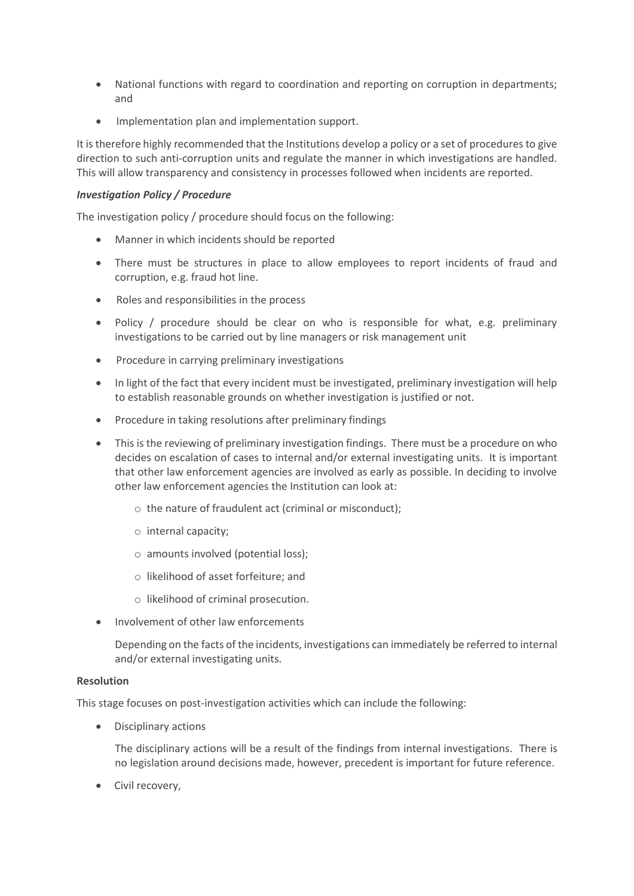- National functions with regard to coordination and reporting on corruption in departments; and
- Implementation plan and implementation support.

It is therefore highly recommended that the Institutions develop a policy or a set of procedures to give direction to such anti-corruption units and regulate the manner in which investigations are handled. This will allow transparency and consistency in processes followed when incidents are reported.

***Investigation Policy / Procedure***

The investigation policy / procedure should focus on the following:

- Manner in which incidents should be reported
- There must be structures in place to allow employees to report incidents of fraud and corruption, e.g. fraud hot line.
- Roles and responsibilities in the process
- Policy / procedure should be clear on who is responsible for what, e.g. preliminary investigations to be carried out by line managers or risk management unit
- Procedure in carrying preliminary investigations
- In light of the fact that every incident must be investigated, preliminary investigation will help to establish reasonable grounds on whether investigation is justified or not.
- Procedure in taking resolutions after preliminary findings
- This is the reviewing of preliminary investigation findings. There must be a procedure on who decides on escalation of cases to internal and/or external investigating units. It is important that other law enforcement agencies are involved as early as possible. In deciding to involve other law enforcement agencies the Institution can look at:
    - the nature of fraudulent act (criminal or misconduct);
    - internal capacity;
    - amounts involved (potential loss);
    - likelihood of asset forfeiture; and
    - likelihood of criminal prosecution.
- Involvement of other law enforcements

  Depending on the facts of the incidents, investigations can immediately be referred to internal and/or external investigating units.

**Resolution**

This stage focuses on post-investigation activities which can include the following:

- Disciplinary actions

  The disciplinary actions will be a result of the findings from internal investigations. There is no legislation around decisions made, however, precedent is important for future reference.

- Civil recovery,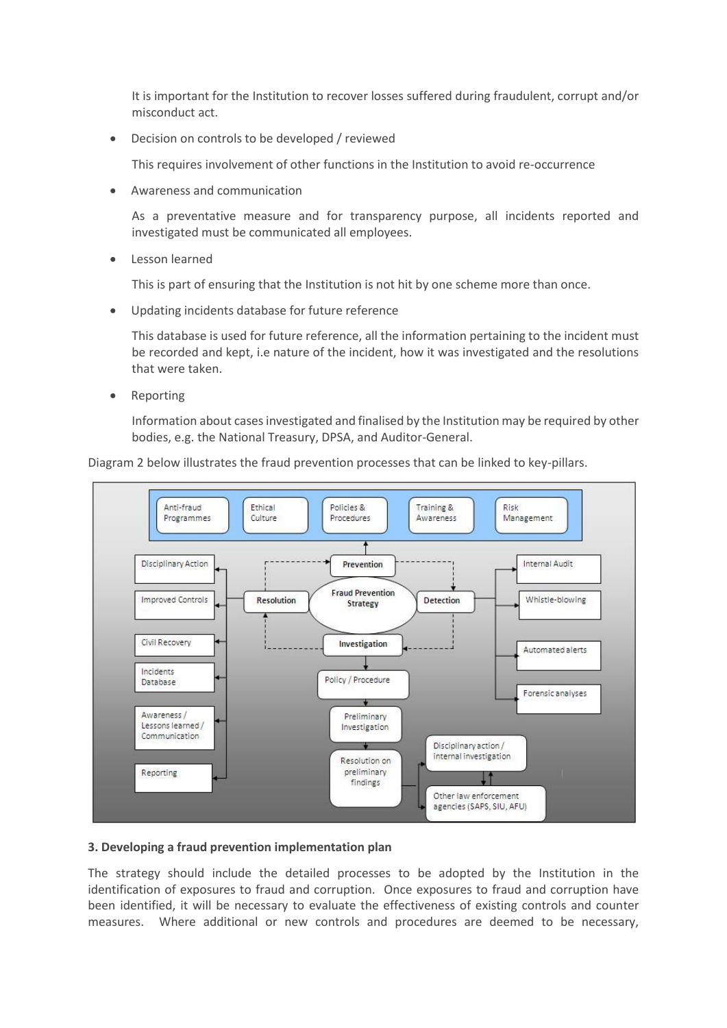It is important for the Institution to recover losses suffered during fraudulent, corrupt and/or misconduct act.

- Decision on controls to be developed / reviewed

  This requires involvement of other functions in the Institution to avoid re-occurrence

- Awareness and communication

  As a preventative measure and for transparency purpose, all incidents reported and investigated must be communicated all employees.

- Lesson learned

  This is part of ensuring that the Institution is not hit by one scheme more than once.

- Updating incidents database for future reference

  This database is used for future reference, all the information pertaining to the incident must be recorded and kept, i.e nature of the incident, how it was investigated and the resolutions that were taken.

- Reporting

  Information about cases investigated and finalised by the Institution may be required by other bodies, e.g. the National Treasury, DPSA, and Auditor-General.

Diagram 2 below illustrates the fraud prevention processes that can be linked to key-pillars.

Anti-fraud Programmes | Ethical Culture | Policies & Procedures | Training & Awareness | Risk Management

Prevention

Disciplinary Action | Improved Controls | Civil Recovery | Incidents Database | Awareness / Lessons learned / Communication | Reporting

Resolution | Fraud Prevention Strategy | Detection

Internal Audit | Whistle-blowing | Automated alerts | Forensic analyses

Investigation

Policy / Procedure

Preliminary Investigation

Resolution on preliminary findings

Disciplinary action / internal investigation

Other law enforcement agencies (SAPS, SIU, AFU)

**3. Developing a fraud prevention implementation plan**

The strategy should include the detailed processes to be adopted by the Institution in the identification of exposures to fraud and corruption. Once exposures to fraud and corruption have been identified, it will be necessary to evaluate the effectiveness of existing controls and counter measures. Where additional or new controls and procedures are deemed to be necessary,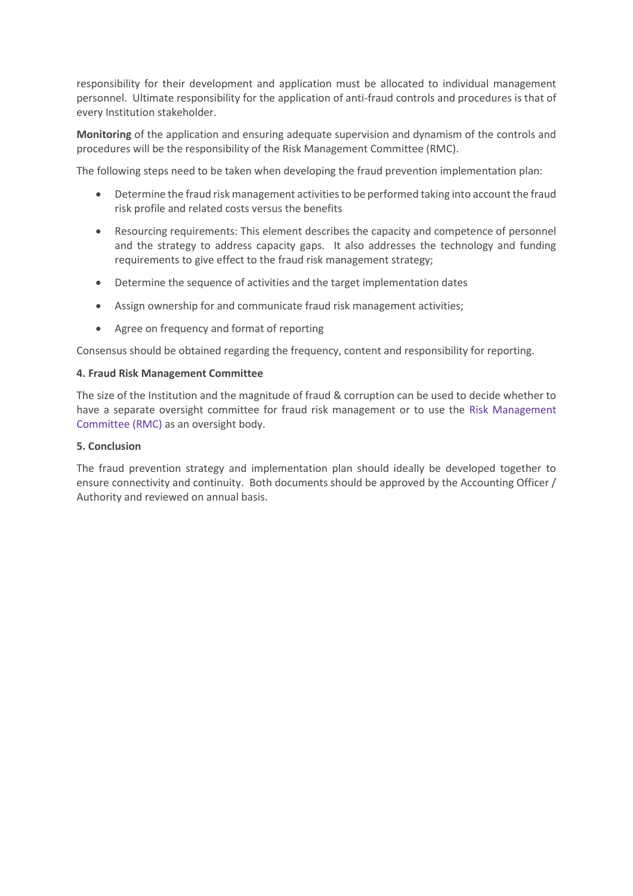responsibility for their development and application must be allocated to individual management personnel. Ultimate responsibility for the application of anti-fraud controls and procedures is that of every Institution stakeholder.

**Monitoring** of the application and ensuring adequate supervision and dynamism of the controls and procedures will be the responsibility of the Risk Management Committee (RMC).

The following steps need to be taken when developing the fraud prevention implementation plan:

- Determine the fraud risk management activities to be performed taking into account the fraud risk profile and related costs versus the benefits
- Resourcing requirements: This element describes the capacity and competence of personnel and the strategy to address capacity gaps. It also addresses the technology and funding requirements to give effect to the fraud risk management strategy;
- Determine the sequence of activities and the target implementation dates
- Assign ownership for and communicate fraud risk management activities;
- Agree on frequency and format of reporting

Consensus should be obtained regarding the frequency, content and responsibility for reporting.

**4. Fraud Risk Management Committee**

The size of the Institution and the magnitude of fraud & corruption can be used to decide whether to have a separate oversight committee for fraud risk management or to use the Risk Management Committee (RMC) as an oversight body.

**5. Conclusion**

The fraud prevention strategy and implementation plan should ideally be developed together to ensure connectivity and continuity. Both documents should be approved by the Accounting Officer / Authority and reviewed on annual basis.